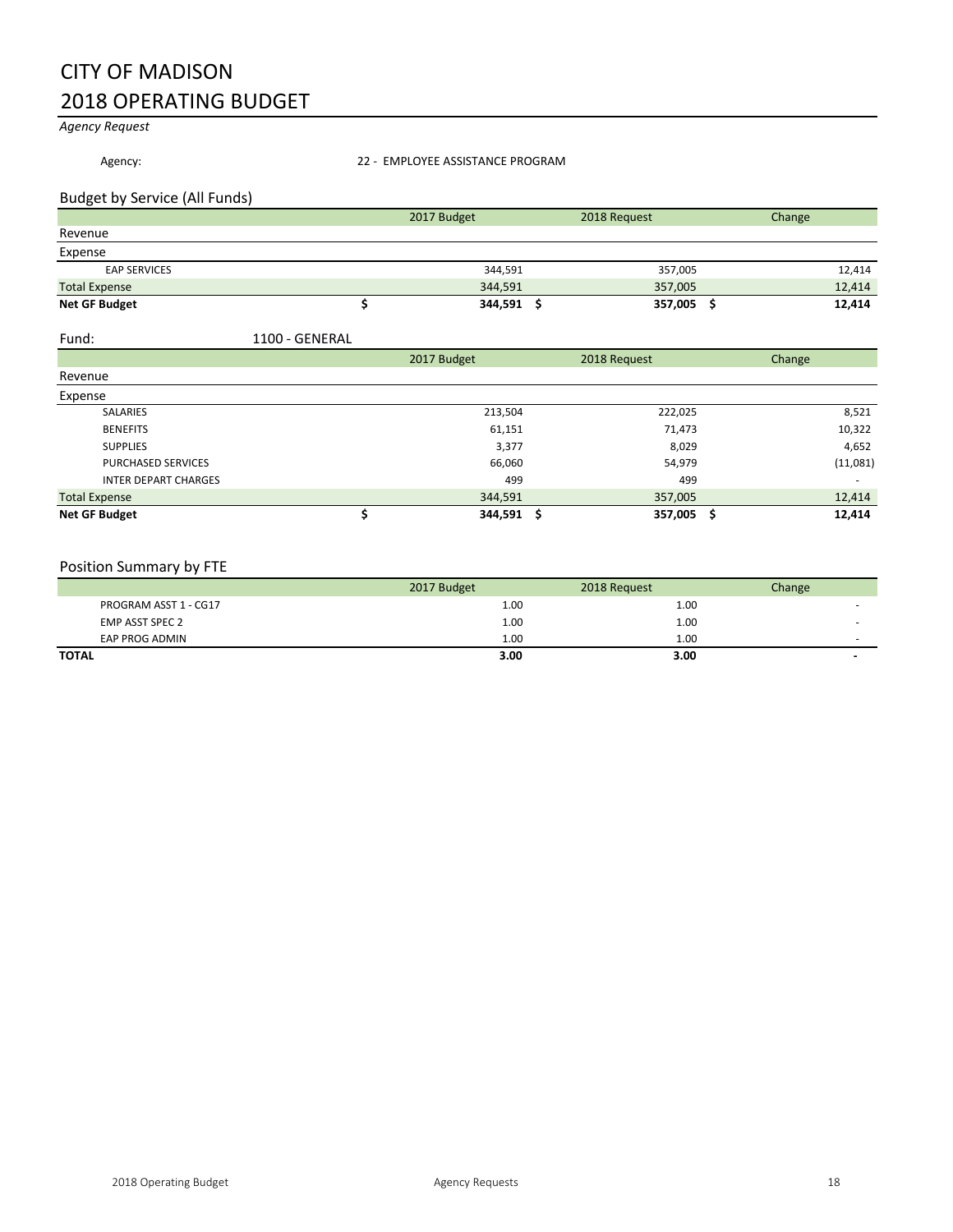# CITY OF MADISON
# 2018 OPERATING BUDGET

*Agency Request*

Agency: 22 - EMPLOYEE ASSISTANCE PROGRAM

## Budget by Service (All Funds)

| | 2017 Budget | 2018 Request | Change |
|---|---|---|---|
| Revenue | | | |
| Expense | | | |
| EAP SERVICES | 344,591 | 357,005 | 12,414 |
| Total Expense | 344,591 | 357,005 | 12,414 |
| **Net GF Budget** | **$ 344,591** | **$ 357,005** | **$ 12,414** |

Fund: 1100 - GENERAL

| | 2017 Budget | 2018 Request | Change |
|---|---|---|---|
| Revenue | | | |
| Expense | | | |
| SALARIES | 213,504 | 222,025 | 8,521 |
| BENEFITS | 61,151 | 71,473 | 10,322 |
| SUPPLIES | 3,377 | 8,029 | 4,652 |
| PURCHASED SERVICES | 66,060 | 54,979 | (11,081) |
| INTER DEPART CHARGES | 499 | 499 | - |
| Total Expense | 344,591 | 357,005 | 12,414 |
| **Net GF Budget** | **$ 344,591** | **$ 357,005** | **$ 12,414** |

## Position Summary by FTE

| | 2017 Budget | 2018 Request | Change |
|---|---|---|---|
| PROGRAM ASST 1 - CG17 | 1.00 | 1.00 | - |
| EMP ASST SPEC 2 | 1.00 | 1.00 | - |
| EAP PROG ADMIN | 1.00 | 1.00 | - |
| **TOTAL** | **3.00** | **3.00** | **-** |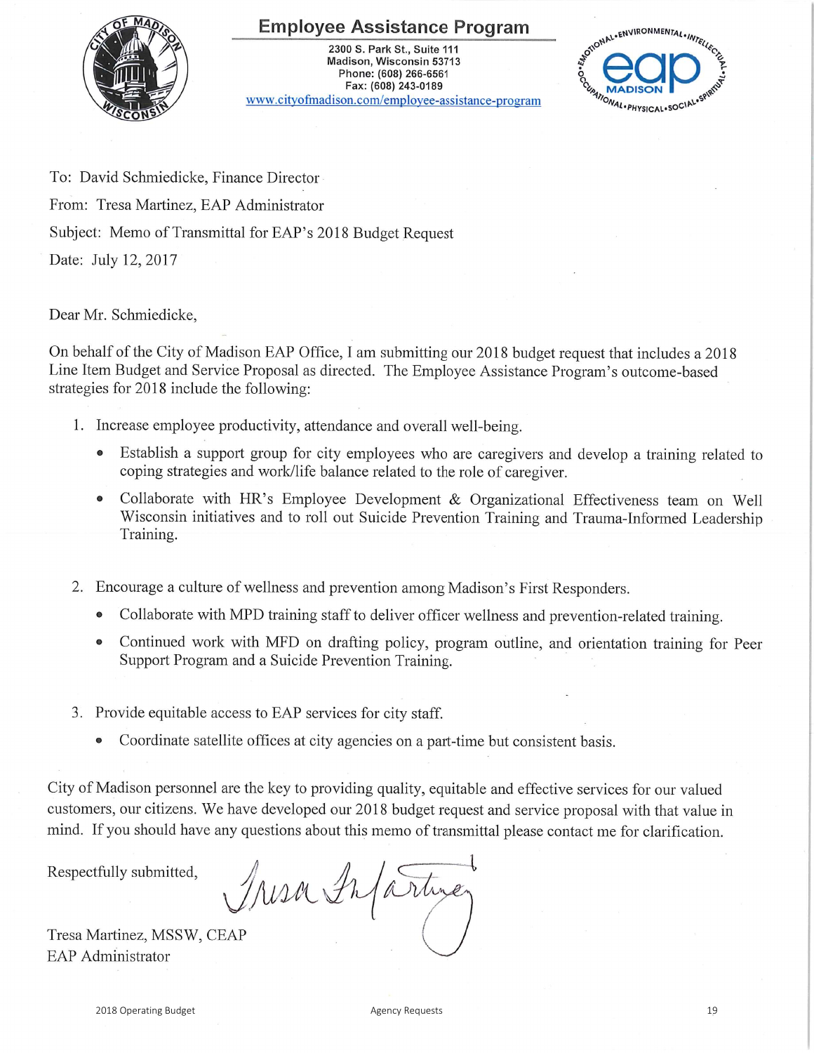# Employee Assistance Program

2300 S. Park St., Suite 111
Madison, Wisconsin 53713
Phone: (608) 266-6561
Fax: (608) 243-0189
www.cityofmadison.com/employee-assistance-program

To: David Schmiedicke, Finance Director

From: Tresa Martinez, EAP Administrator

Subject: Memo of Transmittal for EAP's 2018 Budget Request

Date: July 12, 2017

Dear Mr. Schmiedicke,

On behalf of the City of Madison EAP Office, I am submitting our 2018 budget request that includes a 2018 Line Item Budget and Service Proposal as directed. The Employee Assistance Program's outcome-based strategies for 2018 include the following:

1. Increase employee productivity, attendance and overall well-being.
   - Establish a support group for city employees who are caregivers and develop a training related to coping strategies and work/life balance related to the role of caregiver.
   - Collaborate with HR's Employee Development & Organizational Effectiveness team on Well Wisconsin initiatives and to roll out Suicide Prevention Training and Trauma-Informed Leadership Training.

2. Encourage a culture of wellness and prevention among Madison's First Responders.
   - Collaborate with MPD training staff to deliver officer wellness and prevention-related training.
   - Continued work with MFD on drafting policy, program outline, and orientation training for Peer Support Program and a Suicide Prevention Training.

3. Provide equitable access to EAP services for city staff.
   - Coordinate satellite offices at city agencies on a part-time but consistent basis.

City of Madison personnel are the key to providing quality, equitable and effective services for our valued customers, our citizens. We have developed our 2018 budget request and service proposal with that value in mind. If you should have any questions about this memo of transmittal please contact me for clarification.

Respectfully submitted,

Tresa Martinez, MSSW, CEAP
EAP Administrator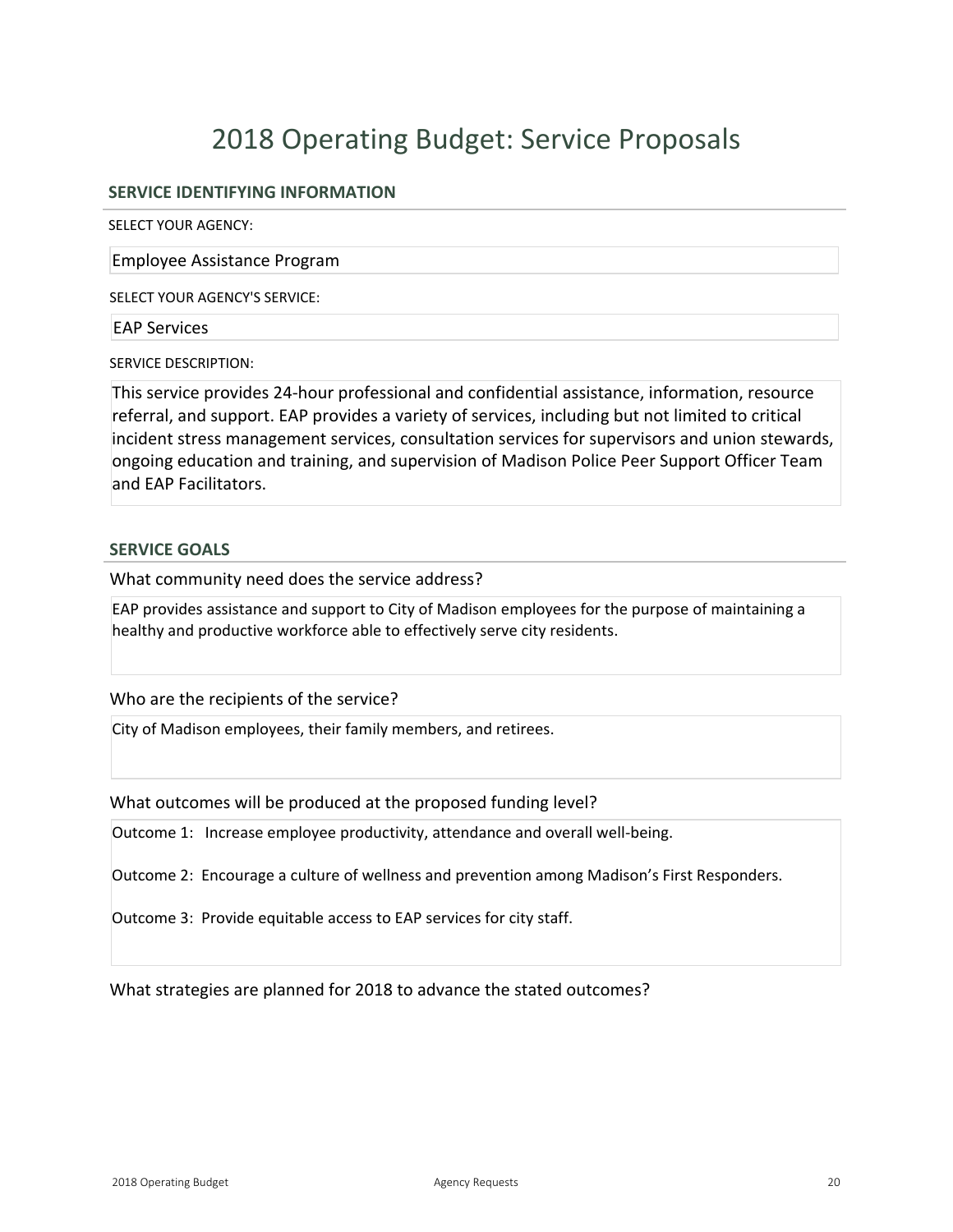# 2018 Operating Budget: Service Proposals

## SERVICE IDENTIFYING INFORMATION

SELECT YOUR AGENCY:

Employee Assistance Program

SELECT YOUR AGENCY'S SERVICE:

EAP Services

SERVICE DESCRIPTION:

This service provides 24-hour professional and confidential assistance, information, resource referral, and support. EAP provides a variety of services, including but not limited to critical incident stress management services, consultation services for supervisors and union stewards, ongoing education and training, and supervision of Madison Police Peer Support Officer Team and EAP Facilitators.

## SERVICE GOALS

What community need does the service address?

EAP provides assistance and support to City of Madison employees for the purpose of maintaining a healthy and productive workforce able to effectively serve city residents.

Who are the recipients of the service?

City of Madison employees, their family members, and retirees.

What outcomes will be produced at the proposed funding level?

Outcome 1: Increase employee productivity, attendance and overall well-being.

Outcome 2: Encourage a culture of wellness and prevention among Madison's First Responders.

Outcome 3: Provide equitable access to EAP services for city staff.

What strategies are planned for 2018 to advance the stated outcomes?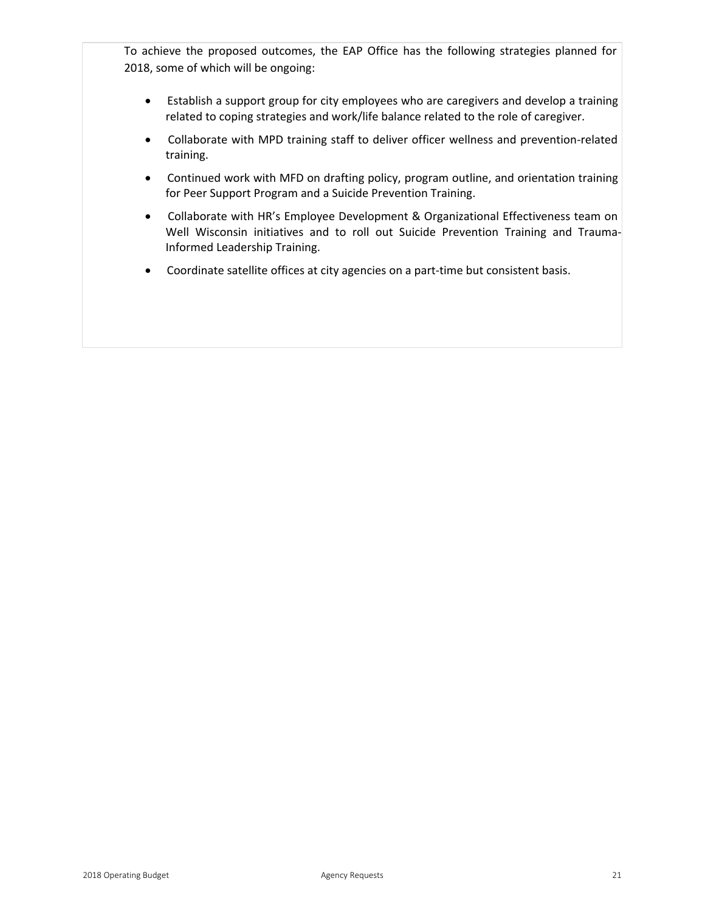To achieve the proposed outcomes, the EAP Office has the following strategies planned for 2018, some of which will be ongoing:

- Establish a support group for city employees who are caregivers and develop a training related to coping strategies and work/life balance related to the role of caregiver.
- Collaborate with MPD training staff to deliver officer wellness and prevention-related training.
- Continued work with MFD on drafting policy, program outline, and orientation training for Peer Support Program and a Suicide Prevention Training.
- Collaborate with HR's Employee Development & Organizational Effectiveness team on Well Wisconsin initiatives and to roll out Suicide Prevention Training and Trauma-Informed Leadership Training.
- Coordinate satellite offices at city agencies on a part-time but consistent basis.